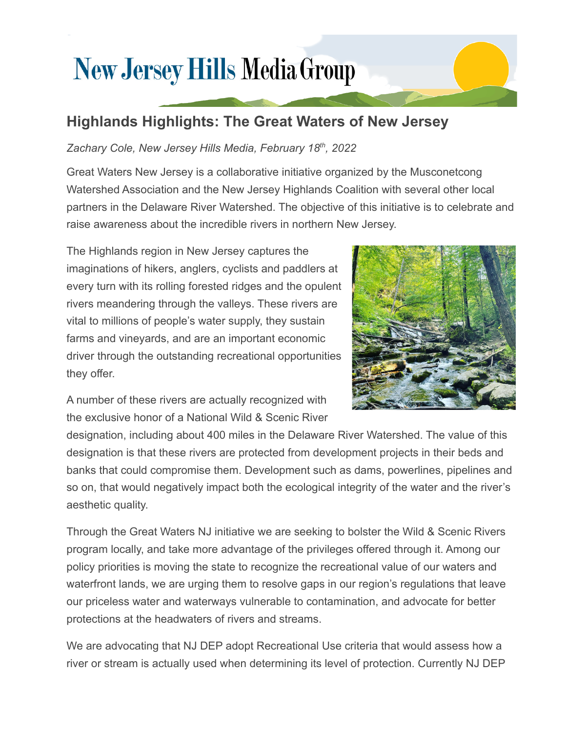# New Jersey Hills Media Group

## Highlands Highlights: The Great Waters of New Jersey

*Zachary Cole, New Jersey Hills Media, February 18th, 2022*

Great Waters New Jersey is a collaborative initiative organized by the Musconetcong Watershed Association and the New Jersey Highlands Coalition with several other local partners in the Delaware River Watershed. The objective of this initiative is to celebrate and raise awareness about the incredible rivers in northern New Jersey.

The Highlands region in New Jersey captures the imaginations of hikers, anglers, cyclists and paddlers at every turn with its rolling forested ridges and the opulent rivers meandering through the valleys. These rivers are vital to millions of people's water supply, they sustain farms and vineyards, and are an important economic driver through the outstanding recreational opportunities they offer.

A number of these rivers are actually recognized with the exclusive honor of a National Wild & Scenic River designation, including about 400 miles in the Delaware River Watershed. The value of this designation is that these rivers are protected from development projects in their beds and banks that could compromise them. Development such as dams, powerlines, pipelines and so on, that would negatively impact both the ecological integrity of the water and the river's aesthetic quality.

Through the Great Waters NJ initiative we are seeking to bolster the Wild & Scenic Rivers program locally, and take more advantage of the privileges offered through it. Among our policy priorities is moving the state to recognize the recreational value of our waters and waterfront lands, we are urging them to resolve gaps in our region's regulations that leave our priceless water and waterways vulnerable to contamination, and advocate for better protections at the headwaters of rivers and streams.

We are advocating that NJ DEP adopt Recreational Use criteria that would assess how a river or stream is actually used when determining its level of protection. Currently NJ DEP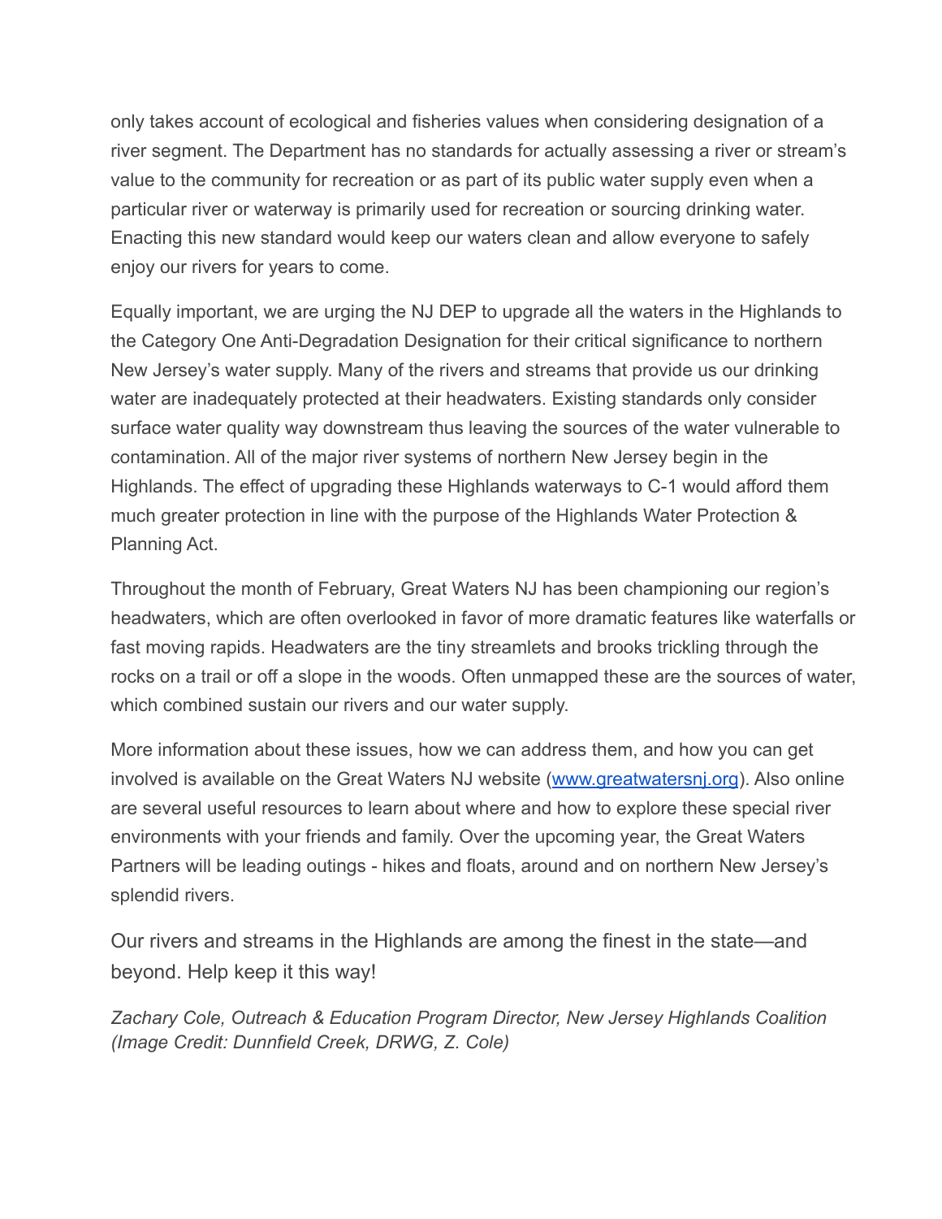only takes account of ecological and fisheries values when considering designation of a river segment. The Department has no standards for actually assessing a river or stream's value to the community for recreation or as part of its public water supply even when a particular river or waterway is primarily used for recreation or sourcing drinking water. Enacting this new standard would keep our waters clean and allow everyone to safely enjoy our rivers for years to come.

Equally important, we are urging the NJ DEP to upgrade all the waters in the Highlands to the Category One Anti-Degradation Designation for their critical significance to northern New Jersey's water supply. Many of the rivers and streams that provide us our drinking water are inadequately protected at their headwaters. Existing standards only consider surface water quality way downstream thus leaving the sources of the water vulnerable to contamination. All of the major river systems of northern New Jersey begin in the Highlands. The effect of upgrading these Highlands waterways to C-1 would afford them much greater protection in line with the purpose of the Highlands Water Protection & Planning Act.

Throughout the month of February, Great Waters NJ has been championing our region's headwaters, which are often overlooked in favor of more dramatic features like waterfalls or fast moving rapids. Headwaters are the tiny streamlets and brooks trickling through the rocks on a trail or off a slope in the woods. Often unmapped these are the sources of water, which combined sustain our rivers and our water supply.

More information about these issues, how we can address them, and how you can get involved is available on the Great Waters NJ website ([www.greatwatersnj.org](http://www.greatwatersnj.org)). Also online are several useful resources to learn about where and how to explore these special river environments with your friends and family. Over the upcoming year, the Great Waters Partners will be leading outings - hikes and floats, around and on northern New Jersey's splendid rivers.

Our rivers and streams in the Highlands are among the finest in the state—and beyond. Help keep it this way!

*Zachary Cole, Outreach & Education Program Director, New Jersey Highlands Coalition*
*(Image Credit: Dunnfield Creek, DRWG, Z. Cole)*